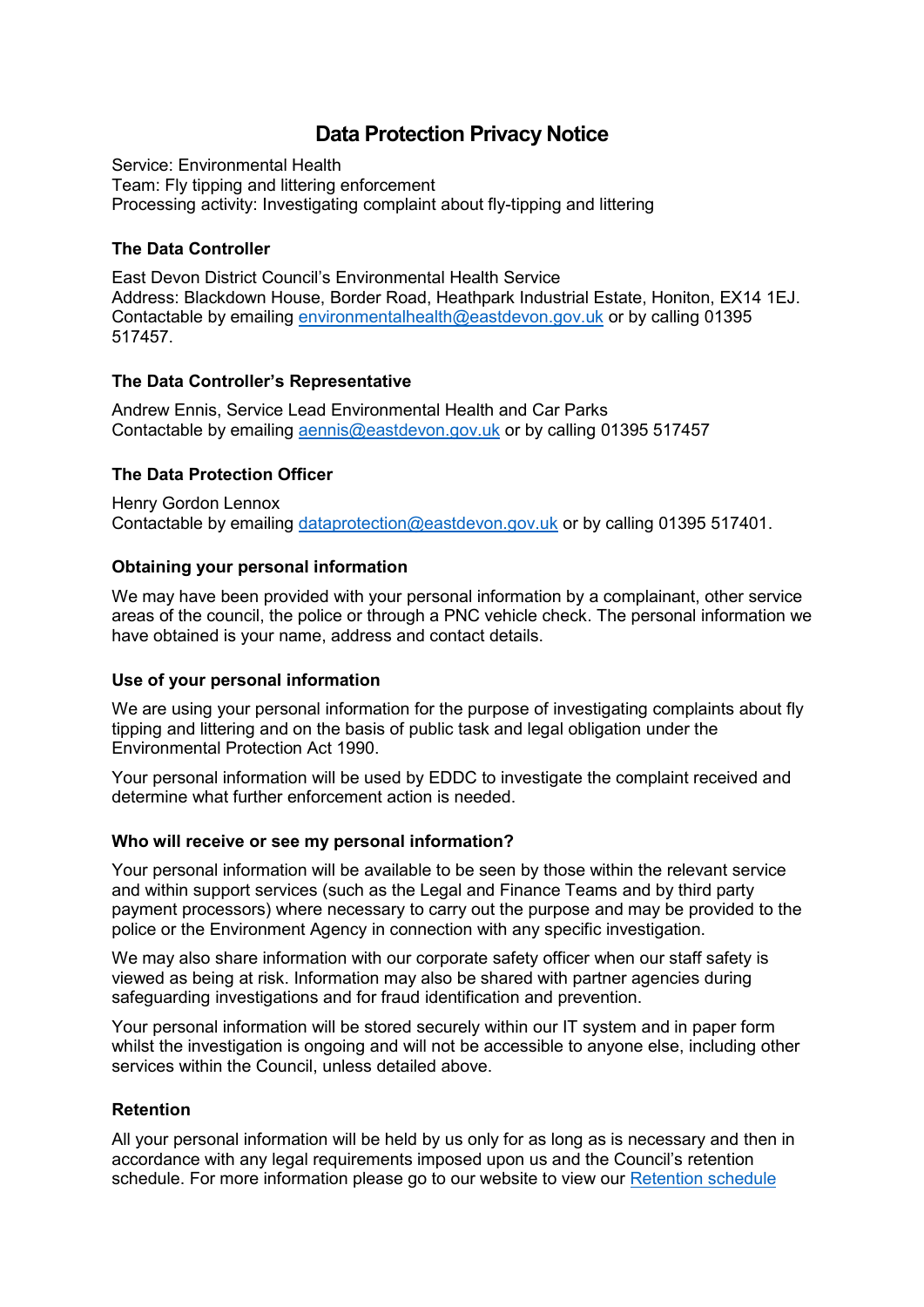# Data Protection Privacy Notice

Service: Environmental Health
Team: Fly tipping and littering enforcement
Processing activity: Investigating complaint about fly-tipping and littering

### The Data Controller

East Devon District Council's Environmental Health Service
Address: Blackdown House, Border Road, Heathpark Industrial Estate, Honiton, EX14 1EJ.
Contactable by emailing environmentalhealth@eastdevon.gov.uk or by calling 01395 517457.

### The Data Controller's Representative

Andrew Ennis, Service Lead Environmental Health and Car Parks
Contactable by emailing aennis@eastdevon.gov.uk or by calling 01395 517457

### The Data Protection Officer

Henry Gordon Lennox
Contactable by emailing dataprotection@eastdevon.gov.uk or by calling 01395 517401.

### Obtaining your personal information

We may have been provided with your personal information by a complainant, other service areas of the council, the police or through a PNC vehicle check. The personal information we have obtained is your name, address and contact details.

### Use of your personal information

We are using your personal information for the purpose of investigating complaints about fly tipping and littering and on the basis of public task and legal obligation under the Environmental Protection Act 1990.

Your personal information will be used by EDDC to investigate the complaint received and determine what further enforcement action is needed.

### Who will receive or see my personal information?

Your personal information will be available to be seen by those within the relevant service and within support services (such as the Legal and Finance Teams and by third party payment processors) where necessary to carry out the purpose and may be provided to the police or the Environment Agency in connection with any specific investigation.

We may also share information with our corporate safety officer when our staff safety is viewed as being at risk. Information may also be shared with partner agencies during safeguarding investigations and for fraud identification and prevention.

Your personal information will be stored securely within our IT system and in paper form whilst the investigation is ongoing and will not be accessible to anyone else, including other services within the Council, unless detailed above.

### Retention

All your personal information will be held by us only for as long as is necessary and then in accordance with any legal requirements imposed upon us and the Council's retention schedule. For more information please go to our website to view our Retention schedule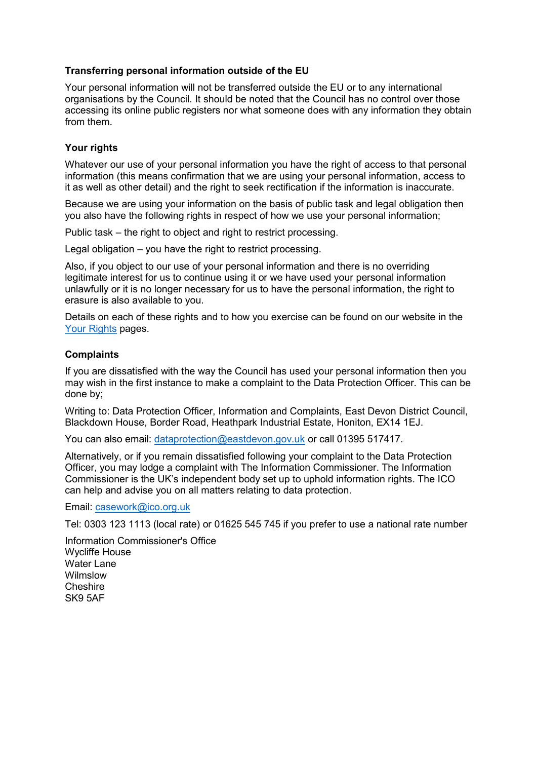### Transferring personal information outside of the EU

Your personal information will not be transferred outside the EU or to any international organisations by the Council. It should be noted that the Council has no control over those accessing its online public registers nor what someone does with any information they obtain from them.

### Your rights

Whatever our use of your personal information you have the right of access to that personal information (this means confirmation that we are using your personal information, access to it as well as other detail) and the right to seek rectification if the information is inaccurate.

Because we are using your information on the basis of public task and legal obligation then you also have the following rights in respect of how we use your personal information;

Public task – the right to object and right to restrict processing.

Legal obligation – you have the right to restrict processing.

Also, if you object to our use of your personal information and there is no overriding legitimate interest for us to continue using it or we have used your personal information unlawfully or it is no longer necessary for us to have the personal information, the right to erasure is also available to you.

Details on each of these rights and to how you exercise can be found on our website in the [Your Rights](#) pages.

### Complaints

If you are dissatisfied with the way the Council has used your personal information then you may wish in the first instance to make a complaint to the Data Protection Officer. This can be done by;

Writing to: Data Protection Officer, Information and Complaints, East Devon District Council, Blackdown House, Border Road, Heathpark Industrial Estate, Honiton, EX14 1EJ.

You can also email: [dataprotection@eastdevon.gov.uk](mailto:dataprotection@eastdevon.gov.uk) or call 01395 517417.

Alternatively, or if you remain dissatisfied following your complaint to the Data Protection Officer, you may lodge a complaint with The Information Commissioner. The Information Commissioner is the UK's independent body set up to uphold information rights. The ICO can help and advise you on all matters relating to data protection.

Email: [casework@ico.org.uk](mailto:casework@ico.org.uk)

Tel: 0303 123 1113 (local rate) or 01625 545 745 if you prefer to use a national rate number

Information Commissioner's Office
Wycliffe House
Water Lane
Wilmslow
Cheshire
SK9 5AF